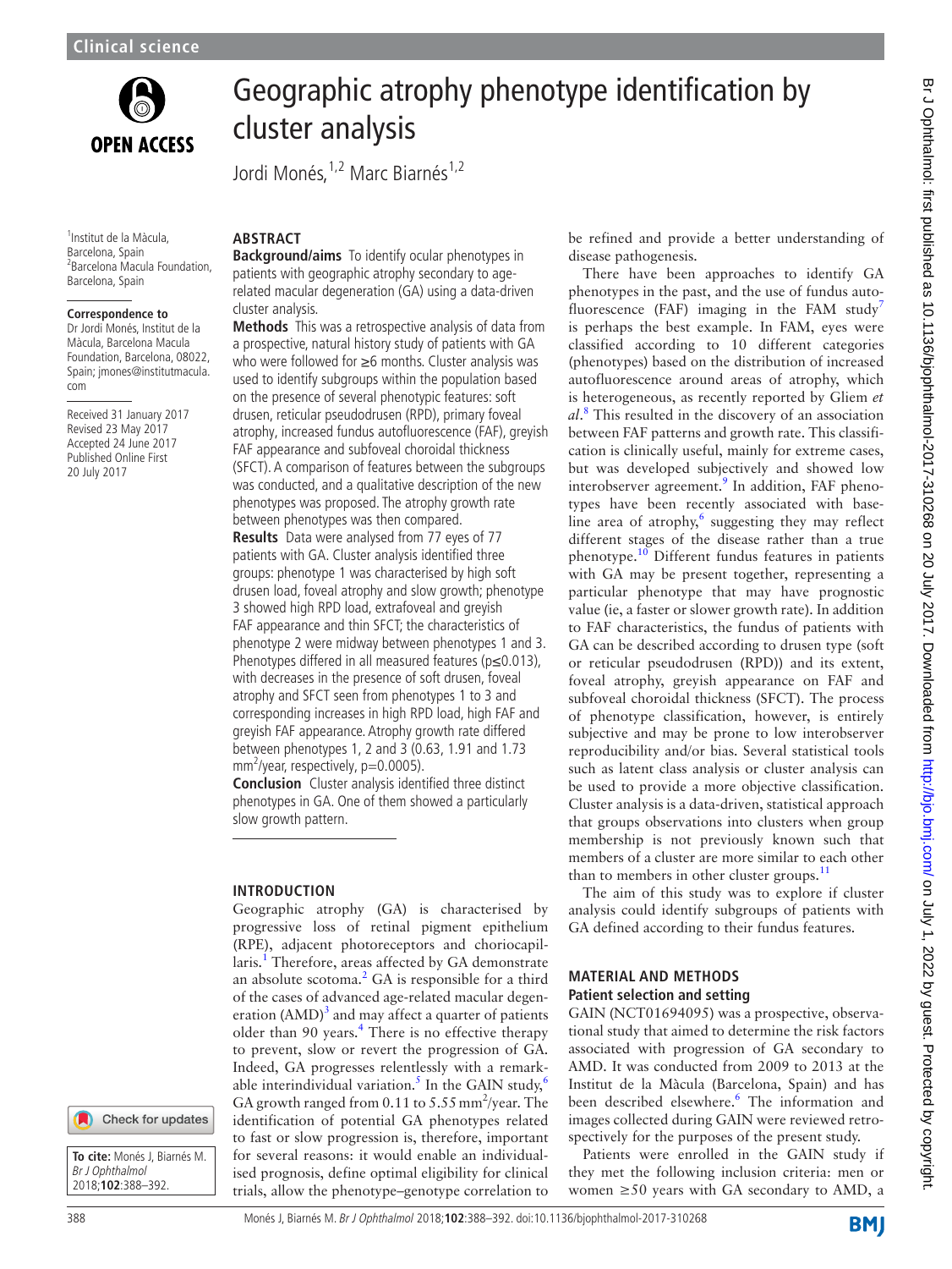# Geographic atrophy phenotype identification by cluster analysis

Jordi Monés,[1,2] Marc Biarnés[1,2]

[1]Institut de la Màcula, Barcelona, Spain
[2]Barcelona Macula Foundation, Barcelona, Spain

**Correspondence to**
Dr Jordi Monés, Institut de la Màcula, Barcelona Macula Foundation, Barcelona, 08022, Spain; jmones@institutmacula.com

Received 31 January 2017
Revised 23 May 2017
Accepted 24 June 2017
Published Online First 20 July 2017

**To cite:** Monés J, Biarnés M. *Br J Ophthalmol* 2018;**102**:388–392.

## ABSTRACT

**Background/aims** To identify ocular phenotypes in patients with geographic atrophy secondary to age-related macular degeneration (GA) using a data-driven cluster analysis.

**Methods** This was a retrospective analysis of data from a prospective, natural history study of patients with GA who were followed for ≥6 months. Cluster analysis was used to identify subgroups within the population based on the presence of several phenotypic features: soft drusen, reticular pseudodrusen (RPD), primary foveal atrophy, increased fundus autofluorescence (FAF), greyish FAF appearance and subfoveal choroidal thickness (SFCT). A comparison of features between the subgroups was conducted, and a qualitative description of the new phenotypes was proposed. The atrophy growth rate between phenotypes was then compared.

**Results** Data were analysed from 77 eyes of 77 patients with GA. Cluster analysis identified three groups: phenotype 1 was characterised by high soft drusen load, foveal atrophy and slow growth; phenotype 3 showed high RPD load, extrafoveal and greyish FAF appearance and thin SFCT; the characteristics of phenotype 2 were midway between phenotypes 1 and 3. Phenotypes differed in all measured features ($p \leq 0.013$), with decreases in the presence of soft drusen, foveal atrophy and SFCT seen from phenotypes 1 to 3 and corresponding increases in high RPD load, high FAF and greyish FAF appearance. Atrophy growth rate differed between phenotypes 1, 2 and 3 (0.63, 1.91 and 1.73 $mm^2$/year, respectively, $p = 0.0005$).

**Conclusion** Cluster analysis identified three distinct phenotypes in GA. One of them showed a particularly slow growth pattern.

## INTRODUCTION

Geographic atrophy (GA) is characterised by progressive loss of retinal pigment epithelium (RPE), adjacent photoreceptors and choriocapillaris.[1] Therefore, areas affected by GA demonstrate an absolute scotoma.[2] GA is responsible for a third of the cases of advanced age-related macular degeneration (AMD)[3] and may affect a quarter of patients older than 90 years.[4] There is no effective therapy to prevent, slow or revert the progression of GA. Indeed, GA progresses relentlessly with a remarkable interindividual variation.[5] In the GAIN study,[6] GA growth ranged from 0.11 to 5.55 $mm^2$/year. The identification of potential GA phenotypes related to fast or slow progression is, therefore, important for several reasons: it would enable an individualised prognosis, define optimal eligibility for clinical trials, allow the phenotype–genotype correlation to be refined and provide a better understanding of disease pathogenesis.

There have been approaches to identify GA phenotypes in the past, and the use of fundus autofluorescence (FAF) imaging in the FAM study[7] is perhaps the best example. In FAM, eyes were classified according to 10 different categories (phenotypes) based on the distribution of increased autofluorescence around areas of atrophy, which is heterogeneous, as recently reported by Gliem *et al*.[8] This resulted in the discovery of an association between FAF patterns and growth rate. This classification is clinically useful, mainly for extreme cases, but was developed subjectively and showed low interobserver agreement.[9] In addition, FAF phenotypes have been recently associated with baseline area of atrophy,[6] suggesting they may reflect different stages of the disease rather than a true phenotype.[10] Different fundus features in patients with GA may be present together, representing a particular phenotype that may have prognostic value (ie, a faster or slower growth rate). In addition to FAF characteristics, the fundus of patients with GA can be described according to drusen type (soft or reticular pseudodrusen (RPD)) and its extent, foveal atrophy, greyish appearance on FAF and subfoveal choroidal thickness (SFCT). The process of phenotype classification, however, is entirely subjective and may be prone to low interobserver reproducibility and/or bias. Several statistical tools such as latent class analysis or cluster analysis can be used to provide a more objective classification. Cluster analysis is a data-driven, statistical approach that groups observations into clusters when group membership is not previously known such that members of a cluster are more similar to each other than to members in other cluster groups.[11]

The aim of this study was to explore if cluster analysis could identify subgroups of patients with GA defined according to their fundus features.

## MATERIAL AND METHODS

### Patient selection and setting

GAIN (NCT01694095) was a prospective, observational study that aimed to determine the risk factors associated with progression of GA secondary to AMD. It was conducted from 2009 to 2013 at the Institut de la Màcula (Barcelona, Spain) and has been described elsewhere.[6] The information and images collected during GAIN were reviewed retrospectively for the purposes of the present study.

Patients were enrolled in the GAIN study if they met the following inclusion criteria: men or women ≥50 years with GA secondary to AMD, a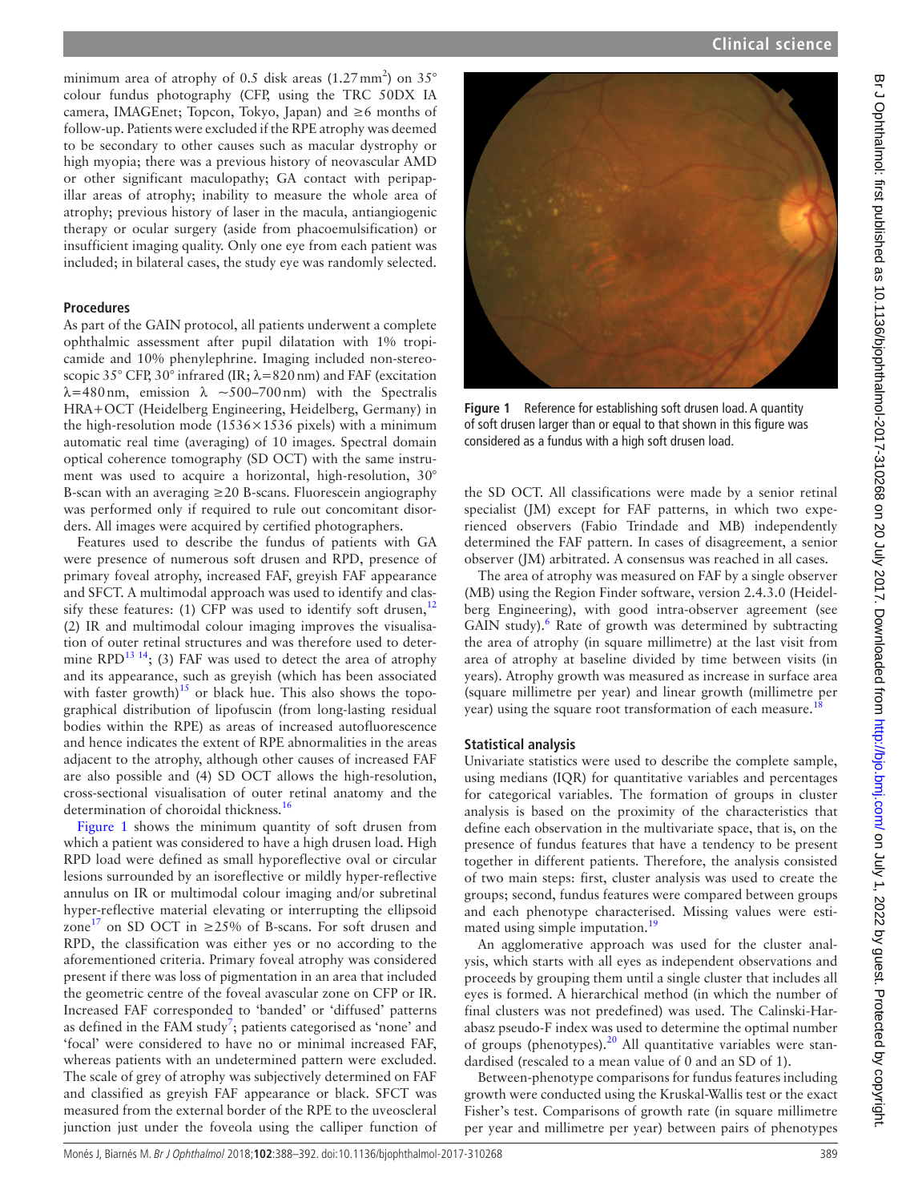minimum area of atrophy of 0.5 disk areas (1.27 mm$^2$) on 35° colour fundus photography (CFP, using the TRC 50DX IA camera, IMAGEnet; Topcon, Tokyo, Japan) and ≥6 months of follow-up. Patients were excluded if the RPE atrophy was deemed to be secondary to other causes such as macular dystrophy or high myopia; there was a previous history of neovascular AMD or other significant maculopathy; GA contact with peripapillar areas of atrophy; inability to measure the whole area of atrophy; previous history of laser in the macula, antiangiogenic therapy or ocular surgery (aside from phacoemulsification) or insufficient imaging quality. Only one eye from each patient was included; in bilateral cases, the study eye was randomly selected.

### Procedures

As part of the GAIN protocol, all patients underwent a complete ophthalmic assessment after pupil dilatation with 1% tropicamide and 10% phenylephrine. Imaging included non-stereoscopic 35° CFP, 30° infrared (IR; λ=820 nm) and FAF (excitation λ=480 nm, emission λ ~500–700 nm) with the Spectralis HRA+OCT (Heidelberg Engineering, Heidelberg, Germany) in the high-resolution mode (1536×1536 pixels) with a minimum automatic real time (averaging) of 10 images. Spectral domain optical coherence tomography (SD OCT) with the same instrument was used to acquire a horizontal, high-resolution, 30° B-scan with an averaging ≥20 B-scans. Fluorescein angiography was performed only if required to rule out concomitant disorders. All images were acquired by certified photographers.

Features used to describe the fundus of patients with GA were presence of numerous soft drusen and RPD, presence of primary foveal atrophy, increased FAF, greyish FAF appearance and SFCT. A multimodal approach was used to identify and classify these features: (1) CFP was used to identify soft drusen,[12] (2) IR and multimodal colour imaging improves the visualisation of outer retinal structures and was therefore used to determine RPD[13 14]; (3) FAF was used to detect the area of atrophy and its appearance, such as greyish (which has been associated with faster growth)[15] or black hue. This also shows the topographical distribution of lipofuscin (from long-lasting residual bodies within the RPE) as areas of increased autofluorescence and hence indicates the extent of RPE abnormalities in the areas adjacent to the atrophy, although other causes of increased FAF are also possible and (4) SD OCT allows the high-resolution, cross-sectional visualisation of outer retinal anatomy and the determination of choroidal thickness.[16]

Figure 1 shows the minimum quantity of soft drusen from which a patient was considered to have a high drusen load. High RPD load were defined as small hyporeflective oval or circular lesions surrounded by an isoreflective or mildly hyper-reflective annulus on IR or multimodal colour imaging and/or subretinal hyper-reflective material elevating or interrupting the ellipsoid zone[17] on SD OCT in ≥25% of B-scans. For soft drusen and RPD, the classification was either yes or no according to the aforementioned criteria. Primary foveal atrophy was considered present if there was loss of pigmentation in an area that included the geometric centre of the foveal avascular zone on CFP or IR. Increased FAF corresponded to 'banded' or 'diffused' patterns as defined in the FAM study[7]; patients categorised as 'none' and 'focal' were considered to have no or minimal increased FAF, whereas patients with an undetermined pattern were excluded. The scale of grey of atrophy was subjectively determined on FAF and classified as greyish FAF appearance or black. SFCT was measured from the external border of the RPE to the uveoscleral junction just under the foveola using the calliper function of the SD OCT. All classifications were made by a senior retinal specialist (JM) except for FAF patterns, in which two experienced observers (Fabio Trindade and MB) independently determined the FAF pattern. In cases of disagreement, a senior observer (JM) arbitrated. A consensus was reached in all cases.

**Figure 1** Reference for establishing soft drusen load. A quantity of soft drusen larger than or equal to that shown in this figure was considered as a fundus with a high soft drusen load.

The area of atrophy was measured on FAF by a single observer (MB) using the Region Finder software, version 2.4.3.0 (Heidelberg Engineering), with good intra-observer agreement (see GAIN study).[6] Rate of growth was determined by subtracting the area of atrophy (in square millimetre) at the last visit from area of atrophy at baseline divided by time between visits (in years). Atrophy growth was measured as increase in surface area (square millimetre per year) and linear growth (millimetre per year) using the square root transformation of each measure.[18]

### Statistical analysis

Univariate statistics were used to describe the complete sample, using medians (IQR) for quantitative variables and percentages for categorical variables. The formation of groups in cluster analysis is based on the proximity of the characteristics that define each observation in the multivariate space, that is, on the presence of fundus features that have a tendency to be present together in different patients. Therefore, the analysis consisted of two main steps: first, cluster analysis was used to create the groups; second, fundus features were compared between groups and each phenotype characterised. Missing values were estimated using simple imputation.[19]

An agglomerative approach was used for the cluster analysis, which starts with all eyes as independent observations and proceeds by grouping them until a single cluster that includes all eyes is formed. A hierarchical method (in which the number of final clusters was not predefined) was used. The Calinski-Harabasz pseudo-F index was used to determine the optimal number of groups (phenotypes).[20] All quantitative variables were standardised (rescaled to a mean value of 0 and an SD of 1).

Between-phenotype comparisons for fundus features including growth were conducted using the Kruskal-Wallis test or the exact Fisher's test. Comparisons of growth rate (in square millimetre per year and millimetre per year) between pairs of phenotypes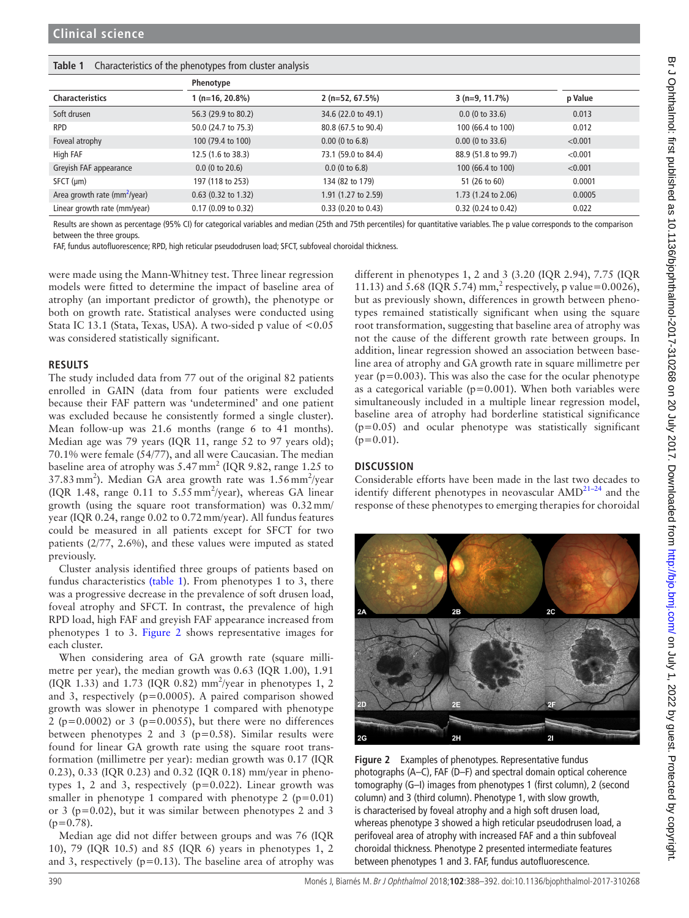**Table 1** Characteristics of the phenotypes from cluster analysis

| | Phenotype | | | |
|---|---|---|---|---|
| Characteristics | 1 (n=16, 20.8%) | 2 (n=52, 67.5%) | 3 (n=9, 11.7%) | p Value |
| Soft drusen | 56.3 (29.9 to 80.2) | 34.6 (22.0 to 49.1) | 0.0 (0 to 33.6) | 0.013 |
| RPD | 50.0 (24.7 to 75.3) | 80.8 (67.5 to 90.4) | 100 (66.4 to 100) | 0.012 |
| Foveal atrophy | 100 (79.4 to 100) | 0.00 (0 to 6.8) | 0.00 (0 to 33.6) | <0.001 |
| High FAF | 12.5 (1.6 to 38.3) | 73.1 (59.0 to 84.4) | 88.9 (51.8 to 99.7) | <0.001 |
| Greyish FAF appearance | 0.0 (0 to 20.6) | 0.0 (0 to 6.8) | 100 (66.4 to 100) | <0.001 |
| SFCT (μm) | 197 (118 to 253) | 134 (82 to 179) | 51 (26 to 60) | 0.0001 |
| Area growth rate ($mm^2$/year) | 0.63 (0.32 to 1.32) | 1.91 (1.27 to 2.59) | 1.73 (1.24 to 2.06) | 0.0005 |
| Linear growth rate (mm/year) | 0.17 (0.09 to 0.32) | 0.33 (0.20 to 0.43) | 0.32 (0.24 to 0.42) | 0.022 |

Results are shown as percentage (95% CI) for categorical variables and median (25th and 75th percentiles) for quantitative variables. The p value corresponds to the comparison between the three groups.

FAF, fundus autofluorescence; RPD, high reticular pseudodrusen load; SFCT, subfoveal choroidal thickness.

were made using the Mann-Whitney test. Three linear regression models were fitted to determine the impact of baseline area of atrophy (an important predictor of growth), the phenotype or both on growth rate. Statistical analyses were conducted using Stata IC 13.1 (Stata, Texas, USA). A two-sided p value of <0.05 was considered statistically significant.

## RESULTS

The study included data from 77 out of the original 82 patients enrolled in GAIN (data from four patients were excluded because their FAF pattern was 'undetermined' and one patient was excluded because he consistently formed a single cluster). Mean follow-up was 21.6 months (range 6 to 41 months). Median age was 79 years (IQR 11, range 52 to 97 years old); 70.1% were female (54/77), and all were Caucasian. The median baseline area of atrophy was 5.47 $mm^2$ (IQR 9.82, range 1.25 to 37.83 $mm^2$). Median GA area growth rate was 1.56 $mm^2$/year (IQR 1.48, range 0.11 to 5.55 $mm^2$/year), whereas GA linear growth (using the square root transformation) was 0.32 mm/year (IQR 0.24, range 0.02 to 0.72 mm/year). All fundus features could be measured in all patients except for SFCT for two patients (2/77, 2.6%), and these values were imputed as stated previously.

Cluster analysis identified three groups of patients based on fundus characteristics (table 1). From phenotypes 1 to 3, there was a progressive decrease in the prevalence of soft drusen load, foveal atrophy and SFCT. In contrast, the prevalence of high RPD load, high FAF and greyish FAF appearance increased from phenotypes 1 to 3. Figure 2 shows representative images for each cluster.

When considering area of GA growth rate (square millimetre per year), the median growth was 0.63 (IQR 1.00), 1.91 (IQR 1.33) and 1.73 (IQR 0.82) $mm^2$/year in phenotypes 1, 2 and 3, respectively (p=0.0005). A paired comparison showed growth was slower in phenotype 1 compared with phenotype 2 (p=0.0002) or 3 (p=0.0055), but there were no differences between phenotypes 2 and 3 (p=0.58). Similar results were found for linear GA growth rate using the square root transformation (millimetre per year): median growth was 0.17 (IQR 0.23), 0.33 (IQR 0.23) and 0.32 (IQR 0.18) mm/year in phenotypes 1, 2 and 3, respectively (p=0.022). Linear growth was smaller in phenotype 1 compared with phenotype 2 (p=0.01) or 3 (p=0.02), but it was similar between phenotypes 2 and 3 (p=0.78).

Median age did not differ between groups and was 76 (IQR 10), 79 (IQR 10.5) and 85 (IQR 6) years in phenotypes 1, 2 and 3, respectively (p=0.13). The baseline area of atrophy was different in phenotypes 1, 2 and 3 (3.20 (IQR 2.94), 7.75 (IQR 11.13) and 5.68 (IQR 5.74) mm,[2] respectively, p value=0.0026), but as previously shown, differences in growth between phenotypes remained statistically significant when using the square root transformation, suggesting that baseline area of atrophy was not the cause of the different growth rate between groups. In addition, linear regression showed an association between baseline area of atrophy and GA growth rate in square millimetre per year (p=0.003). This was also the case for the ocular phenotype as a categorical variable (p=0.001). When both variables were simultaneously included in a multiple linear regression model, baseline area of atrophy had borderline statistical significance (p=0.05) and ocular phenotype was statistically significant (p=0.01).

## DISCUSSION

Considerable efforts have been made in the last two decades to identify different phenotypes in neovascular AMD[21–24] and the response of these phenotypes to emerging therapies for choroidal

**Figure 2** Examples of phenotypes. Representative fundus photographs (A–C), FAF (D–F) and spectral domain optical coherence tomography (G–I) images from phenotypes 1 (first column), 2 (second column) and 3 (third column). Phenotype 1, with slow growth, is characterised by foveal atrophy and a high soft drusen load, whereas phenotype 3 showed a high reticular pseudodrusen load, a perifoveal area of atrophy with increased FAF and a thin subfoveal choroidal thickness. Phenotype 2 presented intermediate features between phenotypes 1 and 3. FAF, fundus autofluorescence.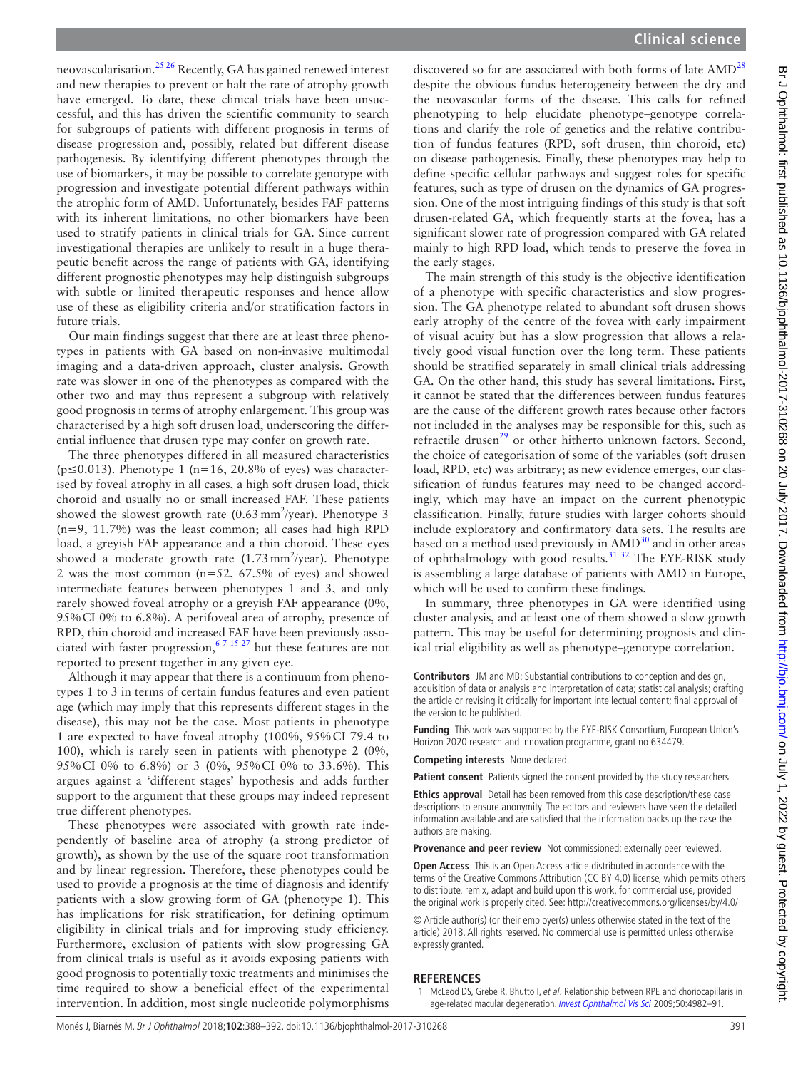neovascularisation.[25,26] Recently, GA has gained renewed interest and new therapies to prevent or halt the rate of atrophy growth have emerged. To date, these clinical trials have been unsuccessful, and this has driven the scientific community to search for subgroups of patients with different prognosis in terms of disease progression and, possibly, related but different disease pathogenesis. By identifying different phenotypes through the use of biomarkers, it may be possible to correlate genotype with progression and investigate potential different pathways within the atrophic form of AMD. Unfortunately, besides FAF patterns with its inherent limitations, no other biomarkers have been used to stratify patients in clinical trials for GA. Since current investigational therapies are unlikely to result in a huge therapeutic benefit across the range of patients with GA, identifying different prognostic phenotypes may help distinguish subgroups with subtle or limited therapeutic responses and hence allow use of these as eligibility criteria and/or stratification factors in future trials.

Our main findings suggest that there are at least three phenotypes in patients with GA based on non-invasive multimodal imaging and a data-driven approach, cluster analysis. Growth rate was slower in one of the phenotypes as compared with the other two and may thus represent a subgroup with relatively good prognosis in terms of atrophy enlargement. This group was characterised by a high soft drusen load, underscoring the differential influence that drusen type may confer on growth rate.

The three phenotypes differed in all measured characteristics ($p \leq 0.013$). Phenotype 1 ($n=16$, 20.8% of eyes) was characterised by foveal atrophy in all cases, a high soft drusen load, thick choroid and usually no or small increased FAF. These patients showed the slowest growth rate ($0.63\,mm^2$/year). Phenotype 3 ($n=9$, 11.7%) was the least common; all cases had high RPD load, a greyish FAF appearance and a thin choroid. These eyes showed a moderate growth rate ($1.73\,mm^2$/year). Phenotype 2 was the most common ($n=52$, 67.5% of eyes) and showed intermediate features between phenotypes 1 and 3, and only rarely showed foveal atrophy or a greyish FAF appearance (0%, 95% CI 0% to 6.8%). A perifoveal area of atrophy, presence of RPD, thin choroid and increased FAF have been previously associated with faster progression,[6,7,15,27] but these features are not reported to present together in any given eye.

Although it may appear that there is a continuum from phenotypes 1 to 3 in terms of certain fundus features and even patient age (which may imply that this represents different stages in the disease), this may not be the case. Most patients in phenotype 1 are expected to have foveal atrophy (100%, 95% CI 79.4 to 100), which is rarely seen in patients with phenotype 2 (0%, 95% CI 0% to 6.8%) or 3 (0%, 95% CI 0% to 33.6%). This argues against a 'different stages' hypothesis and adds further support to the argument that these groups may indeed represent true different phenotypes.

These phenotypes were associated with growth rate independently of baseline area of atrophy (a strong predictor of growth), as shown by the use of the square root transformation and by linear regression. Therefore, these phenotypes could be used to provide a prognosis at the time of diagnosis and identify patients with a slow growing form of GA (phenotype 1). This has implications for risk stratification, for defining optimum eligibility in clinical trials and for improving study efficiency. Furthermore, exclusion of patients with slow progressing GA from clinical trials is useful as it avoids exposing patients with good prognosis to potentially toxic treatments and minimises the time required to show a beneficial effect of the experimental intervention. In addition, most single nucleotide polymorphisms discovered so far are associated with both forms of late AMD[28] despite the obvious fundus heterogeneity between the dry and the neovascular forms of the disease. This calls for refined phenotyping to help elucidate phenotype–genotype correlations and clarify the role of genetics and the relative contribution of fundus features (RPD, soft drusen, thin choroid, etc) on disease pathogenesis. Finally, these phenotypes may help to define specific cellular pathways and suggest roles for specific features, such as type of drusen on the dynamics of GA progression. One of the most intriguing findings of this study is that soft drusen-related GA, which frequently starts at the fovea, has a significant slower rate of progression compared with GA related mainly to high RPD load, which tends to preserve the fovea in the early stages.

The main strength of this study is the objective identification of a phenotype with specific characteristics and slow progression. The GA phenotype related to abundant soft drusen shows early atrophy of the centre of the fovea with early impairment of visual acuity but has a slow progression that allows a relatively good visual function over the long term. These patients should be stratified separately in small clinical trials addressing GA. On the other hand, this study has several limitations. First, it cannot be stated that the differences between fundus features are the cause of the different growth rates because other factors not included in the analyses may be responsible for this, such as refractile drusen[29] or other hitherto unknown factors. Second, the choice of categorisation of some of the variables (soft drusen load, RPD, etc) was arbitrary; as new evidence emerges, our classification of fundus features may need to be changed accordingly, which may have an impact on the current phenotypic classification. Finally, future studies with larger cohorts should include exploratory and confirmatory data sets. The results are based on a method used previously in AMD[30] and in other areas of ophthalmology with good results.[31,32] The EYE-RISK study is assembling a large database of patients with AMD in Europe, which will be used to confirm these findings.

In summary, three phenotypes in GA were identified using cluster analysis, and at least one of them showed a slow growth pattern. This may be useful for determining prognosis and clinical trial eligibility as well as phenotype–genotype correlation.

**Contributors** JM and MB: Substantial contributions to conception and design, acquisition of data or analysis and interpretation of data; statistical analysis; drafting the article or revising it critically for important intellectual content; final approval of the version to be published.

**Funding** This work was supported by the EYE-RISK Consortium, European Union's Horizon 2020 research and innovation programme, grant no 634479.

**Competing interests** None declared.

**Patient consent** Patients signed the consent provided by the study researchers.

**Ethics approval** Detail has been removed from this case description/these case descriptions to ensure anonymity. The editors and reviewers have seen the detailed information available and are satisfied that the information backs up the case the authors are making.

**Provenance and peer review** Not commissioned; externally peer reviewed.

**Open Access** This is an Open Access article distributed in accordance with the terms of the Creative Commons Attribution (CC BY 4.0) license, which permits others to distribute, remix, adapt and build upon this work, for commercial use, provided the original work is properly cited. See: http://creativecommons.org/licenses/by/4.0/

© Article author(s) (or their employer(s) unless otherwise stated in the text of the article) 2018. All rights reserved. No commercial use is permitted unless otherwise expressly granted.

## REFERENCES

1. McLeod DS, Grebe R, Bhutto I, *et al*. Relationship between RPE and choriocapillaris in age-related macular degeneration. *Invest Ophthalmol Vis Sci* 2009;50:4982–91.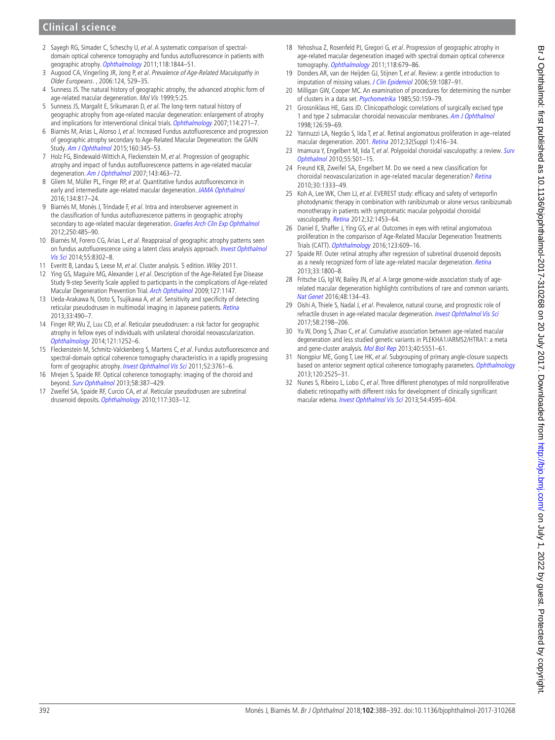2. Sayegh RG, Simader C, Scheschy U, *et al*. A systematic comparison of spectral-domain optical coherence tomography and fundus autofluorescence in patients with geographic atrophy. *Ophthalmology* 2011;118:1844–51.
3. Augood CA, Vingerling JR, Jong P, *et al*. *Prevalence of Age-Related Maculopathy in Older Europeans*. , 2006:124, 529–35.
4. Sunness JS. The natural history of geographic atrophy, the advanced atrophic form of age-related macular degeneration. *Mol Vis* 1999;5:25.
5. Sunness JS, Margalit E, Srikumaran D, *et al*. The long-term natural history of geographic atrophy from age-related macular degeneration: enlargement of atrophy and implications for interventional clinical trials. *Ophthalmology* 2007;114:271–7.
6. Biarnés M, Arias L, Alonso J, *et al*. Increased Fundus autofluorescence and progression of geographic atrophy secondary to Age-Related Macular Degeneration: the GAIN Study. *Am J Ophthalmol* 2015;160:345–53.
7. Holz FG, Bindewald-Wittich A, Fleckenstein M, *et al*. Progression of geographic atrophy and impact of fundus autofluorescence patterns in age-related macular degeneration. *Am J Ophthalmol* 2007;143:463–72.
8. Gliem M, Müller PL, Finger RP, *et al*. Quantitative fundus autofluorescence in early and intermediate age-related macular degeneration. *JAMA Ophthalmol* 2016;134:817–24.
9. Biarnés M, Monés J, Trindade F, *et al*. Intra and interobserver agreement in the classification of fundus autofluorescence patterns in geographic atrophy secondary to age-related macular degeneration. *Graefes Arch Clin Exp Ophthalmol* 2012;250:485–90.
10. Biarnés M, Forero CG, Arias L, *et al*. Reappraisal of geographic atrophy patterns seen on fundus autofluorescence using a latent class analysis approach. *Invest Ophthalmol Vis Sci* 2014;55:8302–8.
11. Everitt B, Landau S, Leese M, *et al*. Cluster analysis. 5 edition. *Wiley* 2011.
12. Ying GS, Maguire MG, Alexander J, *et al*. Description of the Age-Related Eye Disease Study 9-step Severity Scale applied to participants in the complications of Age-related Macular Degeneration Prevention Trial. *Arch Ophthalmol* 2009;127:1147.
13. Ueda-Arakawa N, Ooto S, Tsujikawa A, *et al*. Sensitivity and specificity of detecting reticular pseudodrusen in multimodal imaging in Japanese patients. *Retina* 2013;33:490–7.
14. Finger RP, Wu Z, Luu CD, *et al*. Reticular pseudodrusen: a risk factor for geographic atrophy in fellow eyes of individuals with unilateral choroidal neovascularization. *Ophthalmology* 2014;121:1252–6.
15. Fleckenstein M, Schmitz-Valckenberg S, Martens C, *et al*. Fundus autofluorescence and spectral-domain optical coherence tomography characteristics in a rapidly progressing form of geographic atrophy. *Invest Ophthalmol Vis Sci* 2011;52:3761–6.
16. Mrejen S, Spaide RF. Optical coherence tomography: imaging of the choroid and beyond. *Surv Ophthalmol* 2013;58:387–429.
17. Zweifel SA, Spaide RF, Curcio CA, *et al*. Reticular pseudodrusen are subretinal drusenoid deposits. *Ophthalmology* 2010;117:303–12.
18. Yehoshua Z, Rosenfeld PJ, Gregori G, *et al*. Progression of geographic atrophy in age-related macular degeneration imaged with spectral domain optical coherence tomography. *Ophthalmology* 2011;118:679–86.
19. Donders AR, van der Heijden GJ, Stijnen T, *et al*. Review: a gentle introduction to imputation of missing values. *J Clin Epidemiol* 2006;59:1087–91.
20. Milligan GW, Cooper MC. An examination of procedures for determining the number of clusters in a data set. *Psychometrika* 1985;50:159–79.
21. Grossniklaus HE, Gass JD. Clinicopathologic correlations of surgically excised type 1 and type 2 submacular choroidal neovascular membranes. *Am J Ophthalmol* 1998;126:59–69.
22. Yannuzzi LA, Negrão S, Iida T, *et al*. Retinal angiomatous proliferation in age–related macular degeneration. 2001. *Retina* 2012;32(Suppl 1):416–34.
23. Imamura Y, Engelbert M, Iida T, *et al*. Polypoidal choroidal vasculopathy: a review. *Surv Ophthalmol* 2010;55:501–15.
24. Freund KB, Zweifel SA, Engelbert M. Do we need a new classification for choroidal neovascularization in age-related macular degeneration? *Retina* 2010;30:1333–49.
25. Koh A, Lee WK, Chen LJ, *et al*. EVEREST study: efficacy and safety of verteporfin photodynamic therapy in combination with ranibizumab or alone versus ranibizumab monotherapy in patients with symptomatic macular polypoidal choroidal vasculopathy. *Retina* 2012;32:1453–64.
26. Daniel E, Shaffer J, Ying GS, *et al*. Outcomes in eyes with retinal angiomatous proliferation in the comparison of Age-Related Macular Degeneration Treatments Trials (CATT). *Ophthalmology* 2016;123:609–16.
27. Spaide RF. Outer retinal atrophy after regression of subretinal drusenoid deposits as a newly recognized form of late age-related macular degeneration. *Retina* 2013;33:1800–8.
28. Fritsche LG, Igl W, Bailey JN, *et al*. A large genome-wide association study of age-related macular degeneration highlights contributions of rare and common variants. *Nat Genet* 2016;48:134–43.
29. Oishi A, Thiele S, Nadal J, *et al*. Prevalence, natural course, and prognostic role of refractile drusen in age-related macular degeneration. *Invest Ophthalmol Vis Sci* 2017;58:2198–206.
30. Yu W, Dong S, Zhao C, *et al*. Cumulative association between age-related macular degeneration and less studied genetic variants in PLEKHA1/ARMS2/HTRA1: a meta and gene-cluster analysis. *Mol Biol Rep* 2013;40:5551–61.
31. Nongpiur ME, Gong T, Lee HK, *et al*. Subgrouping of primary angle-closure suspects based on anterior segment optical coherence tomography parameters. *Ophthalmology* 2013;120:2525–31.
32. Nunes S, Ribeiro L, Lobo C, *et al*. Three different phenotypes of mild nonproliferative diabetic retinopathy with different risks for development of clinically significant macular edema. *Invest Ophthalmol Vis Sci* 2013;54:4595–604.